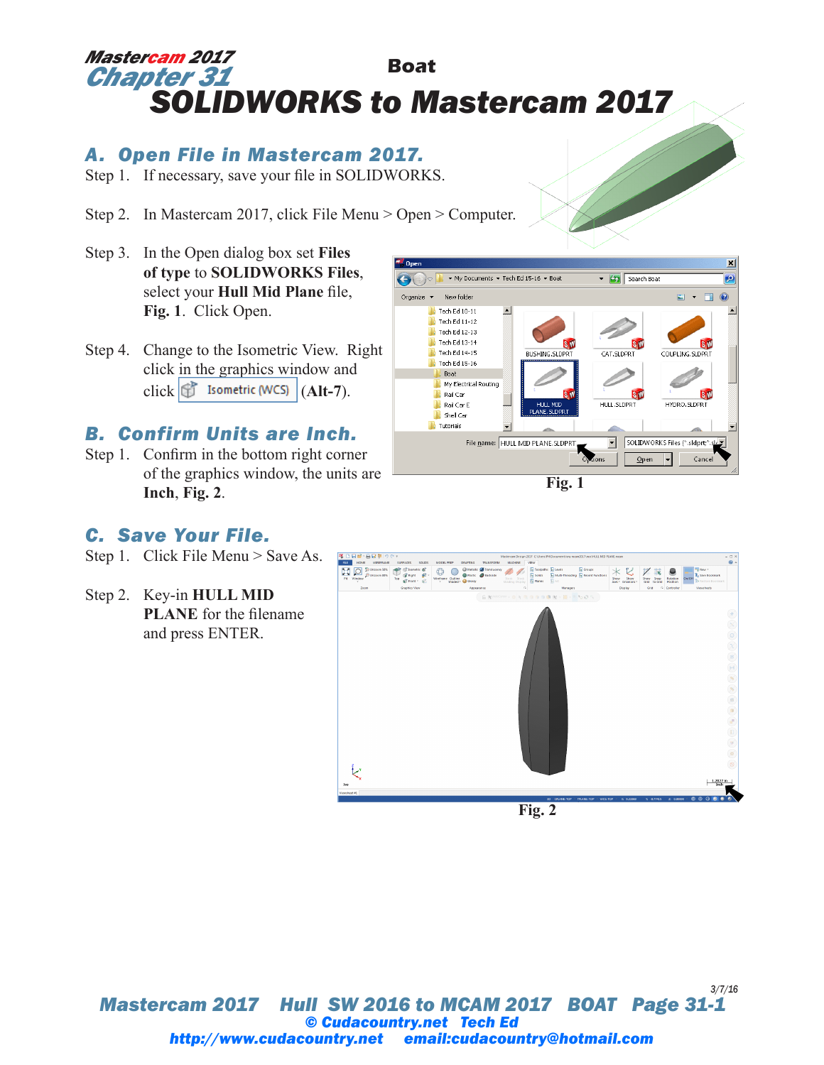Mastercam 2017
Chapter 31

Boat

# SOLIDWORKS to Mastercam 2017

## A. Open File in Mastercam 2017.

Step 1. If necessary, save your file in SOLIDWORKS.

Step 2. In Mastercam 2017, click File Menu > Open > Computer.

Step 3. In the Open dialog box set **Files of type** to **SOLIDWORKS Files**, select your **Hull Mid Plane** file, **Fig. 1**. Click Open.

Step 4. Change to the Isometric View. Right click in the graphics window and click Isometric (WCS) (**Alt-7**).

Fig. 1

## B. Confirm Units are Inch.

Step 1. Confirm in the bottom right corner of the graphics window, the units are **Inch**, **Fig. 2**.

## C. Save Your File.

Step 1. Click File Menu > Save As.

Step 2. Key-in **HULL MID PLANE** for the filename and press ENTER.

Fig. 2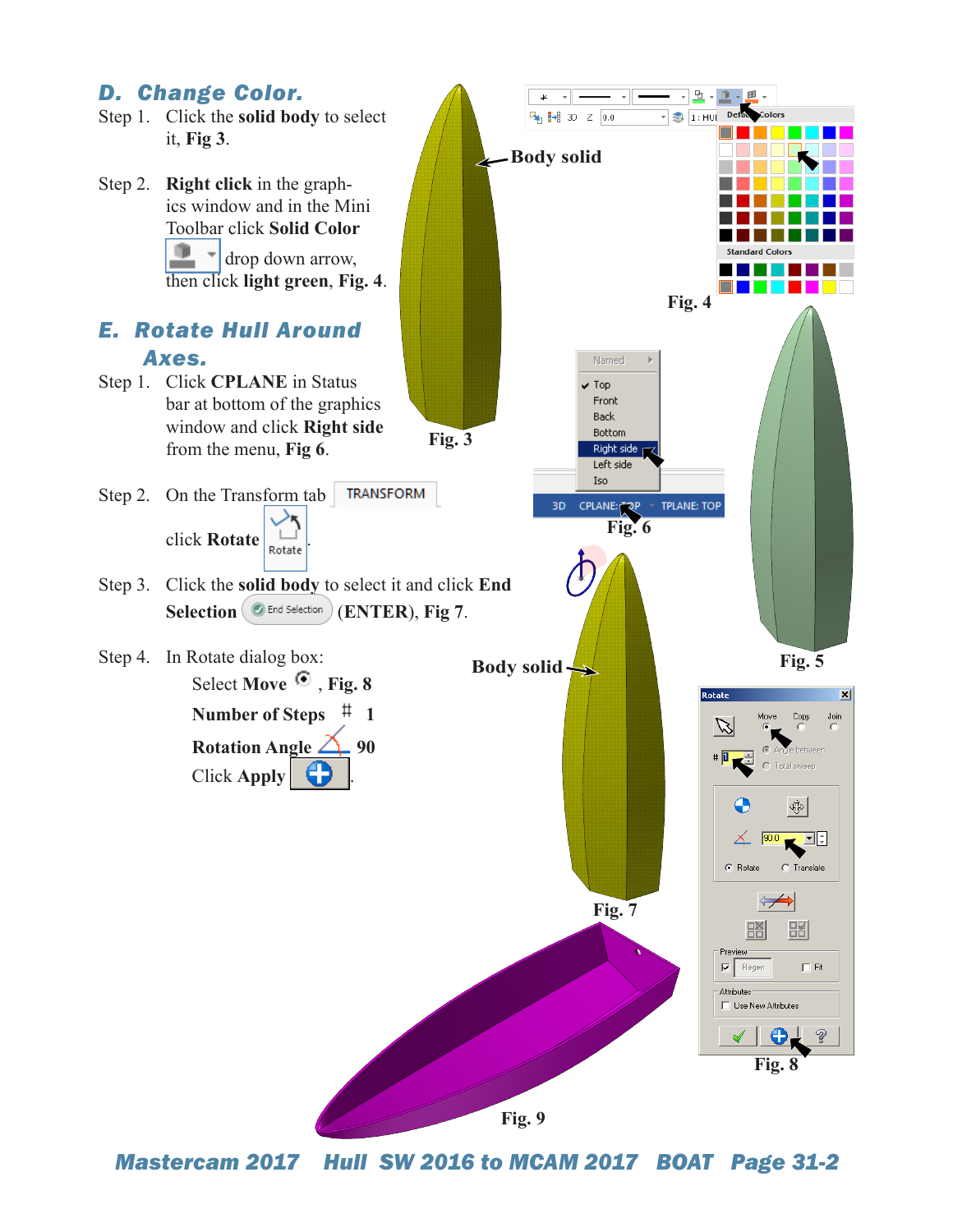## D. Change Color.

Step 1. Click the **solid body** to select it, **Fig 3**.

Step 2. **Right click** in the graphics window and in the Mini Toolbar click **Solid Color** drop down arrow, then click **light green**, **Fig. 4**.

## E. Rotate Hull Around Axes.

Step 1. Click **CPLANE** in Status bar at bottom of the graphics window and click **Right side** from the menu, **Fig 6**.

Step 2. On the Transform tab TRANSFORM

click **Rotate** Rotate.

Step 3. Click the **solid body** to select it and click **End Selection** End Selection **(ENTER)**, **Fig 7**.

Step 4. In Rotate dialog box:

- Select **Move** , **Fig. 8**
- **Number of Steps** 1
- **Rotation Angle** 90
- Click **Apply** .

Body solid

Fig. 3

Fig. 4

Fig. 5

Fig. 6

Body solid

Fig. 7

Fig. 8

Fig. 9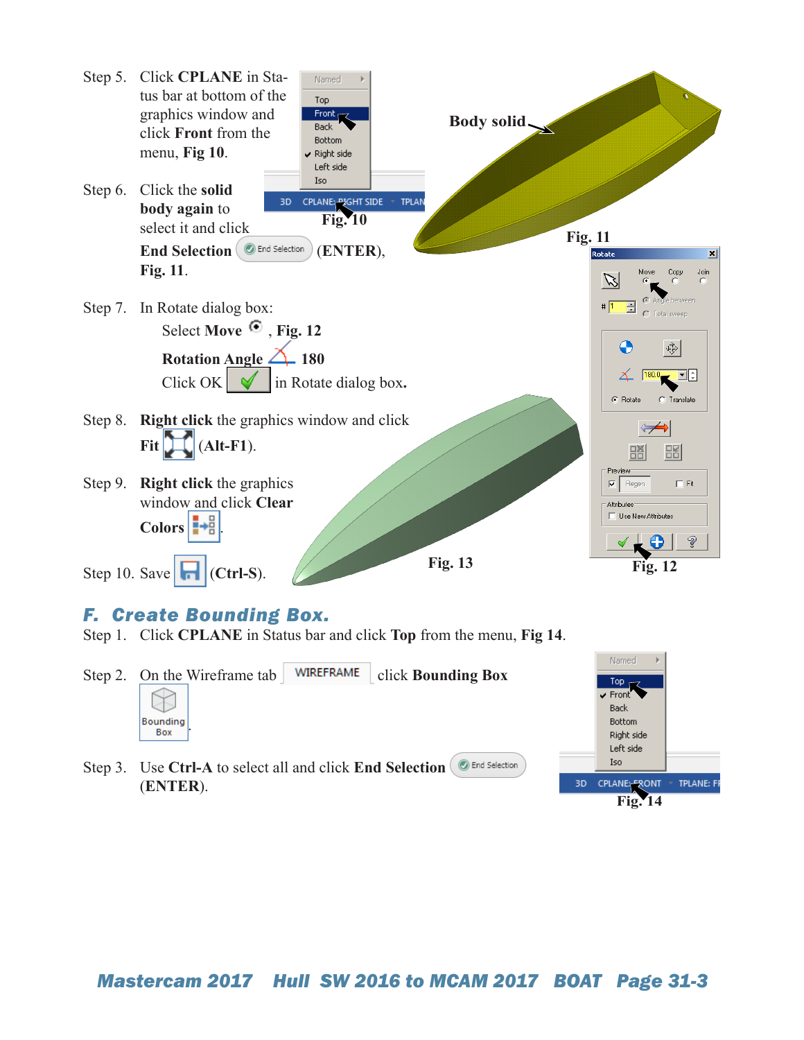Step 5. Click **CPLANE** in Status bar at bottom of the graphics window and click **Front** from the menu, **Fig 10**.

**Fig. 10**

Step 6. Click the **solid body again** to select it and click **End Selection** (ENTER), **Fig. 11**.

**Body solid**

**Fig. 11**

Step 7. In Rotate dialog box:

Select **Move**, **Fig. 12**

**Rotation Angle** 180

Click OK in Rotate dialog box.

Step 8. **Right click** the graphics window and click **Fit** (Alt-F1).

Step 9. **Right click** the graphics window and click **Clear Colors**.

Step 10. Save (Ctrl-S).

**Fig. 13**

**Fig. 12**

## *F. Create Bounding Box.*

Step 1. Click **CPLANE** in Status bar and click **Top** from the menu, **Fig 14**.

Step 2. On the Wireframe tab WIREFRAME click **Bounding Box**.

Step 3. Use **Ctrl-A** to select all and click **End Selection** (ENTER).

**Fig. 14**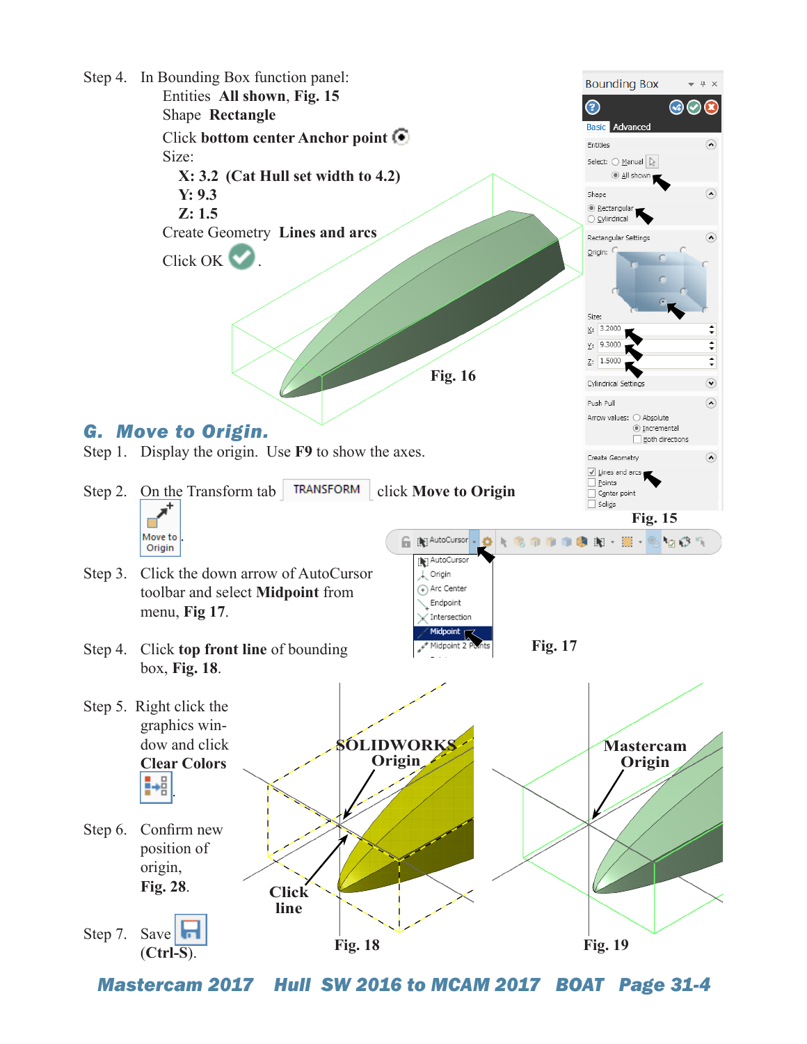Step 4. In Bounding Box function panel:

Entities **All shown, Fig. 15**

Shape **Rectangle**

Click **bottom center Anchor point**

Size:

**X: 3.2 (Cat Hull set width to 4.2)**

**Y: 9.3**

**Z: 1.5**

Create Geometry **Lines and arcs**

Click OK.

Fig. 16

Fig. 15

## G. Move to Origin.

Step 1. Display the origin. Use **F9** to show the axes.

Step 2. On the Transform tab TRANSFORM click **Move to Origin**

Move to Origin.

Step 3. Click the down arrow of AutoCursor toolbar and select **Midpoint** from menu, **Fig 17**.

Fig. 17

Step 4. Click **top front line** of bounding box, **Fig. 18**.

Step 5. Right click the graphics window and click **Clear Colors**.

Step 6. Confirm new position of origin, **Fig. 28**.

Step 7. Save (**Ctrl-S**).

**SOLIDWORKS Origin**

**Click line**

Fig. 18

**Mastercam Origin**

Fig. 19